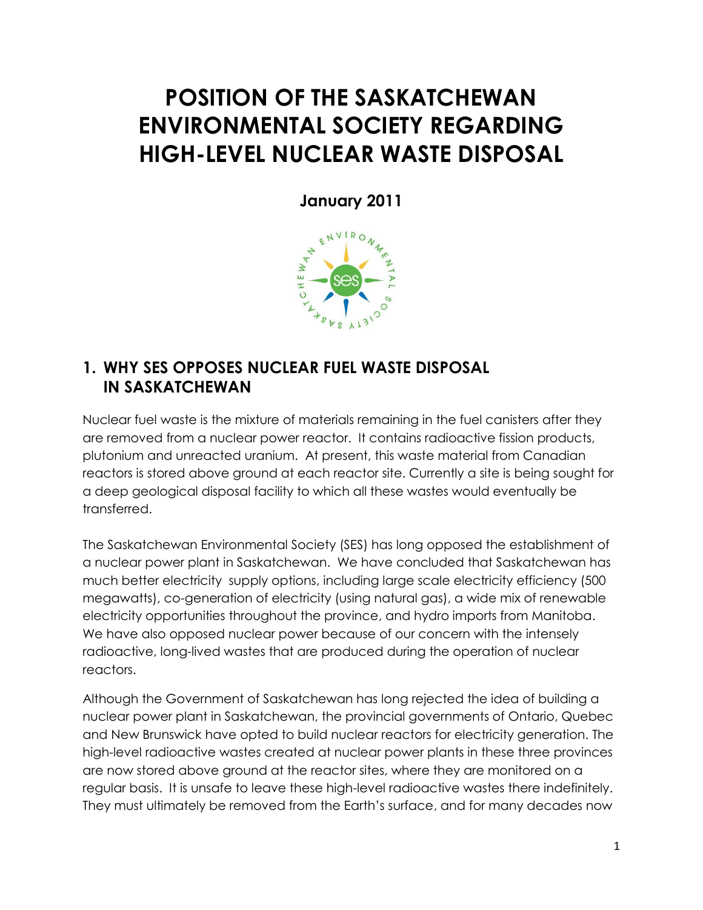# POSITION OF THE SASKATCHEWAN ENVIRONMENTAL SOCIETY REGARDING HIGH-LEVEL NUCLEAR WASTE DISPOSAL

**January 2011**

## 1. WHY SES OPPOSES NUCLEAR FUEL WASTE DISPOSAL IN SASKATCHEWAN

Nuclear fuel waste is the mixture of materials remaining in the fuel canisters after they are removed from a nuclear power reactor. It contains radioactive fission products, plutonium and unreacted uranium. At present, this waste material from Canadian reactors is stored above ground at each reactor site. Currently a site is being sought for a deep geological disposal facility to which all these wastes would eventually be transferred.

The Saskatchewan Environmental Society (SES) has long opposed the establishment of a nuclear power plant in Saskatchewan. We have concluded that Saskatchewan has much better electricity supply options, including large scale electricity efficiency (500 megawatts), co-generation of electricity (using natural gas), a wide mix of renewable electricity opportunities throughout the province, and hydro imports from Manitoba. We have also opposed nuclear power because of our concern with the intensely radioactive, long-lived wastes that are produced during the operation of nuclear reactors.

Although the Government of Saskatchewan has long rejected the idea of building a nuclear power plant in Saskatchewan, the provincial governments of Ontario, Quebec and New Brunswick have opted to build nuclear reactors for electricity generation. The high-level radioactive wastes created at nuclear power plants in these three provinces are now stored above ground at the reactor sites, where they are monitored on a regular basis. It is unsafe to leave these high-level radioactive wastes there indefinitely. They must ultimately be removed from the Earth's surface, and for many decades now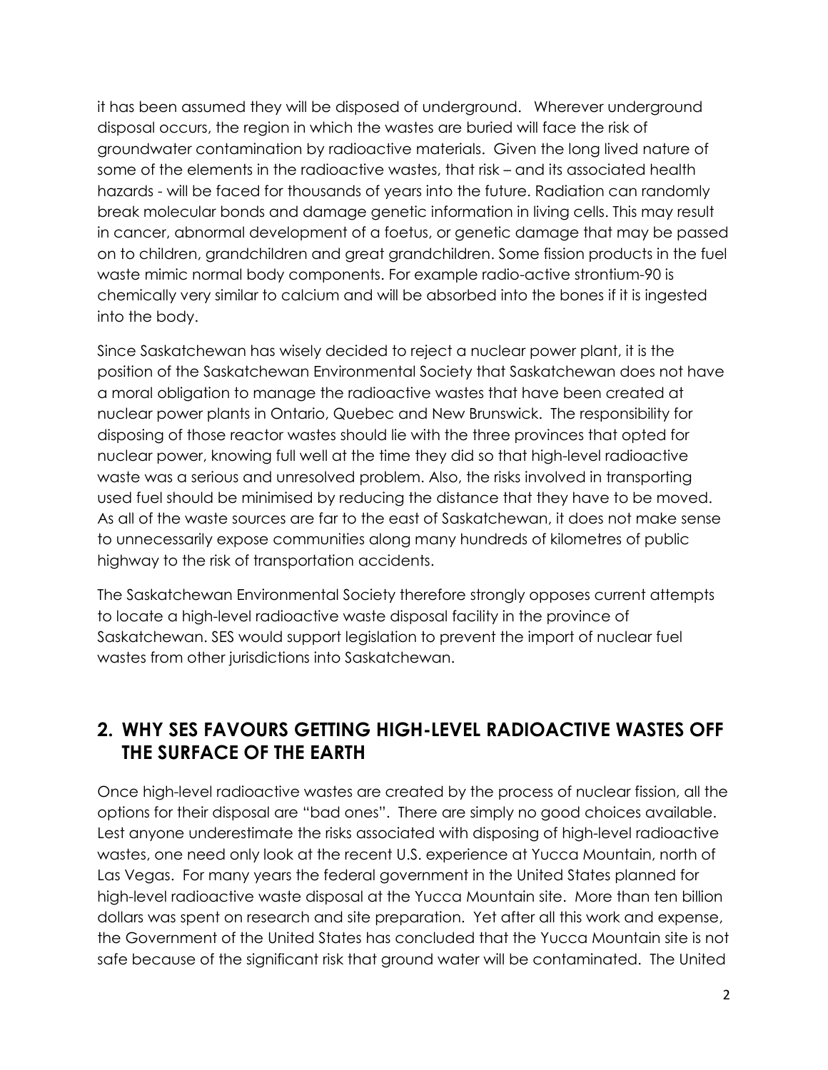it has been assumed they will be disposed of underground. Wherever underground disposal occurs, the region in which the wastes are buried will face the risk of groundwater contamination by radioactive materials. Given the long lived nature of some of the elements in the radioactive wastes, that risk – and its associated health hazards - will be faced for thousands of years into the future. Radiation can randomly break molecular bonds and damage genetic information in living cells. This may result in cancer, abnormal development of a foetus, or genetic damage that may be passed on to children, grandchildren and great grandchildren. Some fission products in the fuel waste mimic normal body components. For example radio-active strontium-90 is chemically very similar to calcium and will be absorbed into the bones if it is ingested into the body.

Since Saskatchewan has wisely decided to reject a nuclear power plant, it is the position of the Saskatchewan Environmental Society that Saskatchewan does not have a moral obligation to manage the radioactive wastes that have been created at nuclear power plants in Ontario, Quebec and New Brunswick. The responsibility for disposing of those reactor wastes should lie with the three provinces that opted for nuclear power, knowing full well at the time they did so that high-level radioactive waste was a serious and unresolved problem. Also, the risks involved in transporting used fuel should be minimised by reducing the distance that they have to be moved. As all of the waste sources are far to the east of Saskatchewan, it does not make sense to unnecessarily expose communities along many hundreds of kilometres of public highway to the risk of transportation accidents.

The Saskatchewan Environmental Society therefore strongly opposes current attempts to locate a high-level radioactive waste disposal facility in the province of Saskatchewan. SES would support legislation to prevent the import of nuclear fuel wastes from other jurisdictions into Saskatchewan.

## 2. WHY SES FAVOURS GETTING HIGH-LEVEL RADIOACTIVE WASTES OFF THE SURFACE OF THE EARTH

Once high-level radioactive wastes are created by the process of nuclear fission, all the options for their disposal are "bad ones". There are simply no good choices available. Lest anyone underestimate the risks associated with disposing of high-level radioactive wastes, one need only look at the recent U.S. experience at Yucca Mountain, north of Las Vegas. For many years the federal government in the United States planned for high-level radioactive waste disposal at the Yucca Mountain site. More than ten billion dollars was spent on research and site preparation. Yet after all this work and expense, the Government of the United States has concluded that the Yucca Mountain site is not safe because of the significant risk that ground water will be contaminated. The United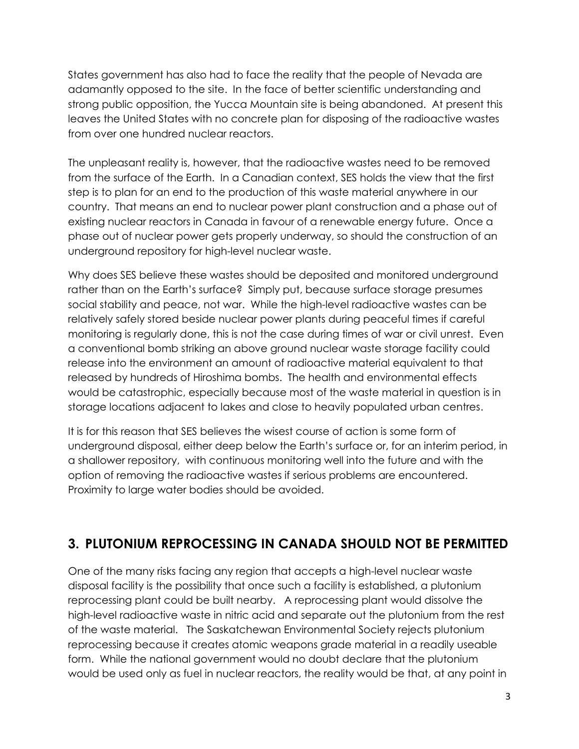States government has also had to face the reality that the people of Nevada are adamantly opposed to the site. In the face of better scientific understanding and strong public opposition, the Yucca Mountain site is being abandoned. At present this leaves the United States with no concrete plan for disposing of the radioactive wastes from over one hundred nuclear reactors.

The unpleasant reality is, however, that the radioactive wastes need to be removed from the surface of the Earth. In a Canadian context, SES holds the view that the first step is to plan for an end to the production of this waste material anywhere in our country. That means an end to nuclear power plant construction and a phase out of existing nuclear reactors in Canada in favour of a renewable energy future. Once a phase out of nuclear power gets properly underway, so should the construction of an underground repository for high-level nuclear waste.

Why does SES believe these wastes should be deposited and monitored underground rather than on the Earth's surface? Simply put, because surface storage presumes social stability and peace, not war. While the high-level radioactive wastes can be relatively safely stored beside nuclear power plants during peaceful times if careful monitoring is regularly done, this is not the case during times of war or civil unrest. Even a conventional bomb striking an above ground nuclear waste storage facility could release into the environment an amount of radioactive material equivalent to that released by hundreds of Hiroshima bombs. The health and environmental effects would be catastrophic, especially because most of the waste material in question is in storage locations adjacent to lakes and close to heavily populated urban centres.

It is for this reason that SES believes the wisest course of action is some form of underground disposal, either deep below the Earth's surface or, for an interim period, in a shallower repository, with continuous monitoring well into the future and with the option of removing the radioactive wastes if serious problems are encountered. Proximity to large water bodies should be avoided.

## 3. PLUTONIUM REPROCESSING IN CANADA SHOULD NOT BE PERMITTED

One of the many risks facing any region that accepts a high-level nuclear waste disposal facility is the possibility that once such a facility is established, a plutonium reprocessing plant could be built nearby. A reprocessing plant would dissolve the high-level radioactive waste in nitric acid and separate out the plutonium from the rest of the waste material. The Saskatchewan Environmental Society rejects plutonium reprocessing because it creates atomic weapons grade material in a readily useable form. While the national government would no doubt declare that the plutonium would be used only as fuel in nuclear reactors, the reality would be that, at any point in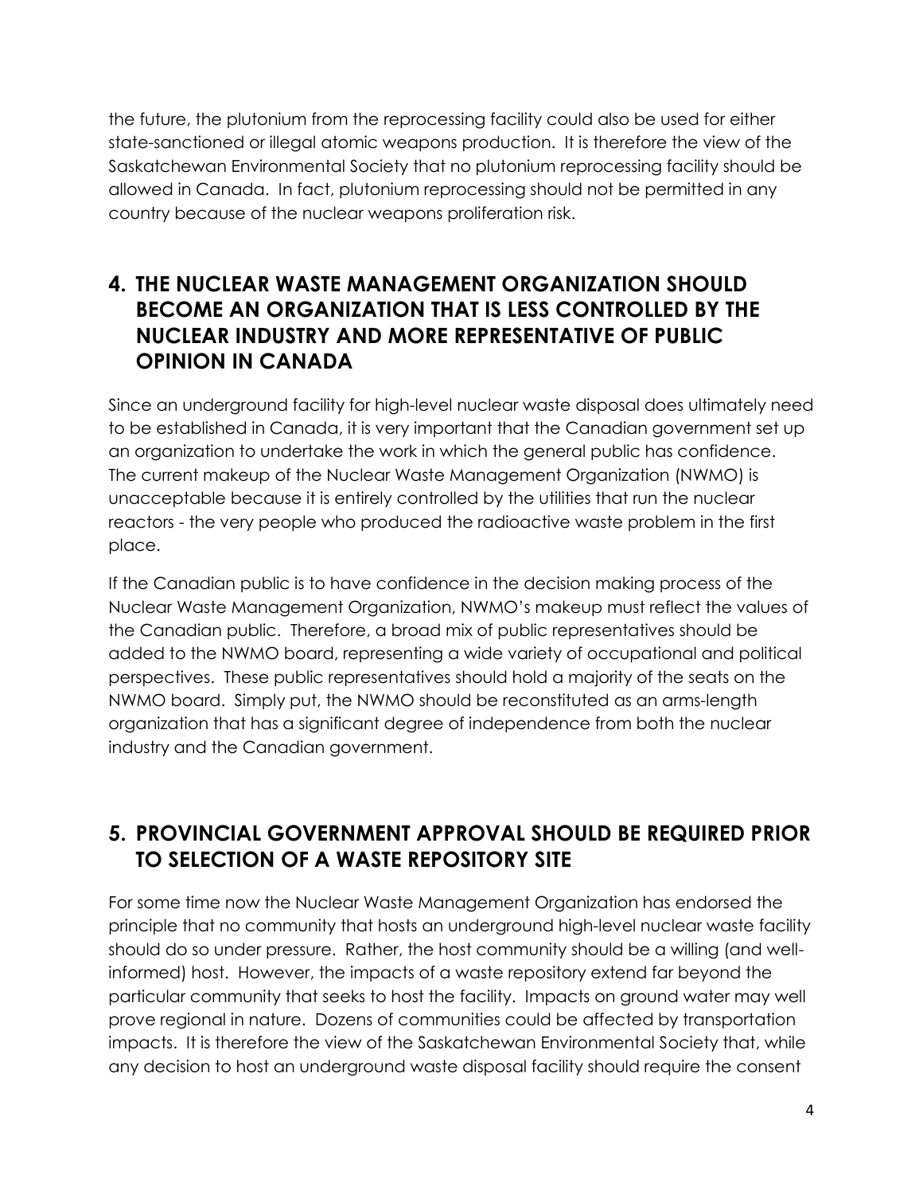the future, the plutonium from the reprocessing facility could also be used for either state-sanctioned or illegal atomic weapons production. It is therefore the view of the Saskatchewan Environmental Society that no plutonium reprocessing facility should be allowed in Canada. In fact, plutonium reprocessing should not be permitted in any country because of the nuclear weapons proliferation risk.

## 4. THE NUCLEAR WASTE MANAGEMENT ORGANIZATION SHOULD BECOME AN ORGANIZATION THAT IS LESS CONTROLLED BY THE NUCLEAR INDUSTRY AND MORE REPRESENTATIVE OF PUBLIC OPINION IN CANADA

Since an underground facility for high-level nuclear waste disposal does ultimately need to be established in Canada, it is very important that the Canadian government set up an organization to undertake the work in which the general public has confidence. The current makeup of the Nuclear Waste Management Organization (NWMO) is unacceptable because it is entirely controlled by the utilities that run the nuclear reactors - the very people who produced the radioactive waste problem in the first place.

If the Canadian public is to have confidence in the decision making process of the Nuclear Waste Management Organization, NWMO's makeup must reflect the values of the Canadian public. Therefore, a broad mix of public representatives should be added to the NWMO board, representing a wide variety of occupational and political perspectives. These public representatives should hold a majority of the seats on the NWMO board. Simply put, the NWMO should be reconstituted as an arms-length organization that has a significant degree of independence from both the nuclear industry and the Canadian government.

## 5. PROVINCIAL GOVERNMENT APPROVAL SHOULD BE REQUIRED PRIOR TO SELECTION OF A WASTE REPOSITORY SITE

For some time now the Nuclear Waste Management Organization has endorsed the principle that no community that hosts an underground high-level nuclear waste facility should do so under pressure. Rather, the host community should be a willing (and well-informed) host. However, the impacts of a waste repository extend far beyond the particular community that seeks to host the facility. Impacts on ground water may well prove regional in nature. Dozens of communities could be affected by transportation impacts. It is therefore the view of the Saskatchewan Environmental Society that, while any decision to host an underground waste disposal facility should require the consent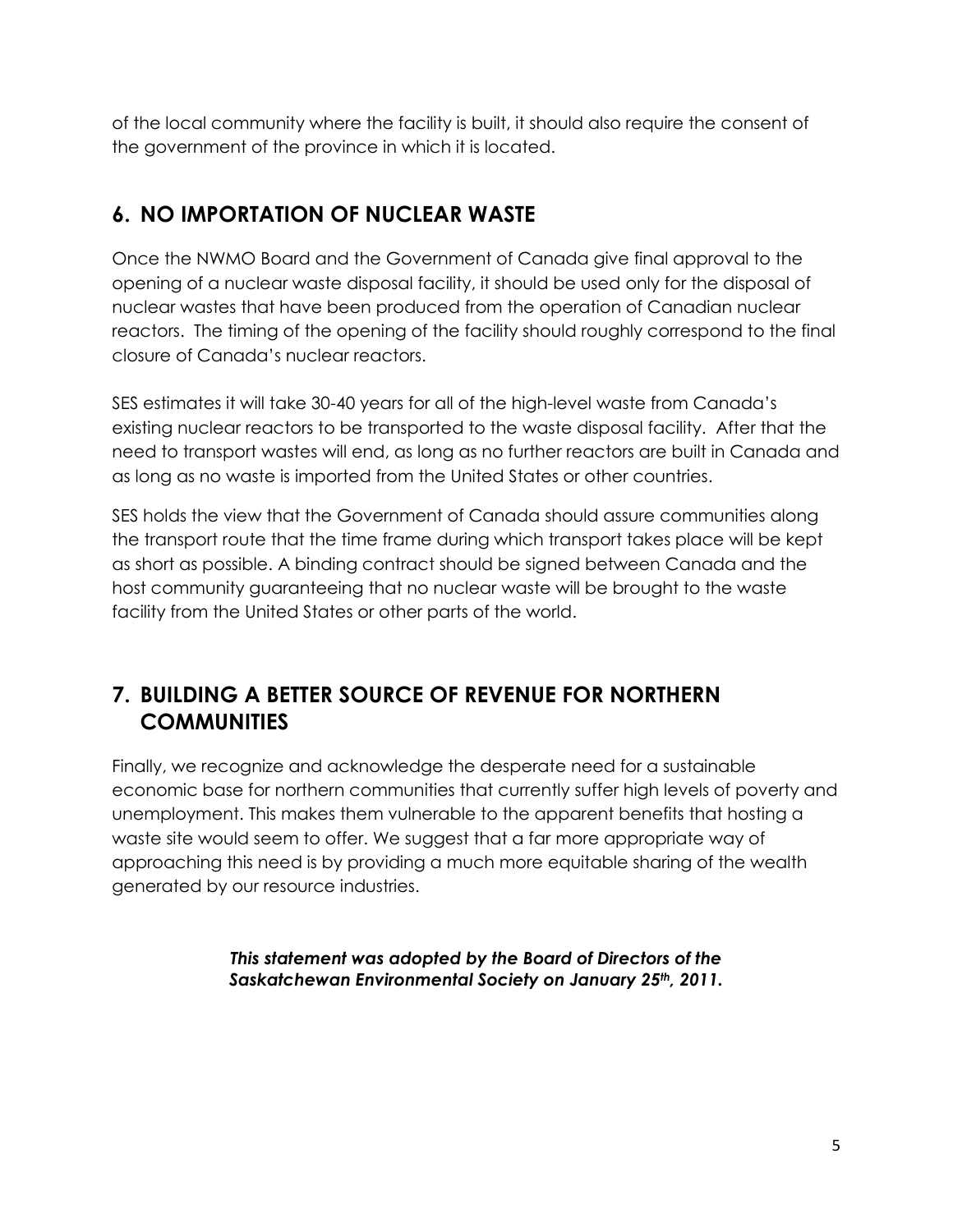of the local community where the facility is built, it should also require the consent of the government of the province in which it is located.

## 6. NO IMPORTATION OF NUCLEAR WASTE

Once the NWMO Board and the Government of Canada give final approval to the opening of a nuclear waste disposal facility, it should be used only for the disposal of nuclear wastes that have been produced from the operation of Canadian nuclear reactors. The timing of the opening of the facility should roughly correspond to the final closure of Canada's nuclear reactors.

SES estimates it will take 30-40 years for all of the high-level waste from Canada's existing nuclear reactors to be transported to the waste disposal facility. After that the need to transport wastes will end, as long as no further reactors are built in Canada and as long as no waste is imported from the United States or other countries.

SES holds the view that the Government of Canada should assure communities along the transport route that the time frame during which transport takes place will be kept as short as possible. A binding contract should be signed between Canada and the host community guaranteeing that no nuclear waste will be brought to the waste facility from the United States or other parts of the world.

## 7. BUILDING A BETTER SOURCE OF REVENUE FOR NORTHERN COMMUNITIES

Finally, we recognize and acknowledge the desperate need for a sustainable economic base for northern communities that currently suffer high levels of poverty and unemployment. This makes them vulnerable to the apparent benefits that hosting a waste site would seem to offer. We suggest that a far more appropriate way of approaching this need is by providing a much more equitable sharing of the wealth generated by our resource industries.

***This statement was adopted by the Board of Directors of the Saskatchewan Environmental Society on January 25th, 2011.***